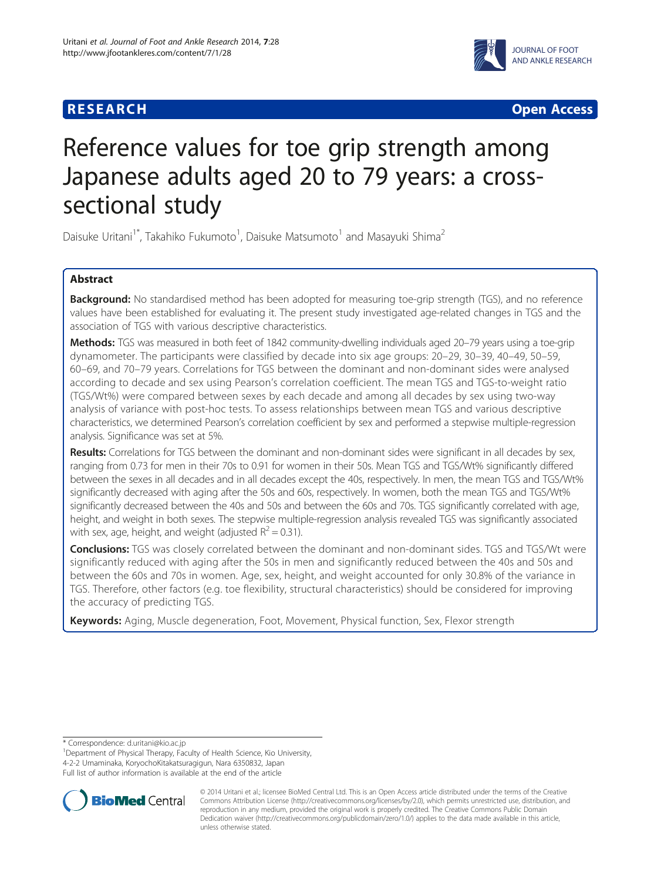**RESEARCH** **Open Access**

# Reference values for toe grip strength among Japanese adults aged 20 to 79 years: a cross-sectional study

Daisuke Uritani[1*], Takahiko Fukumoto[1], Daisuke Matsumoto[1] and Masayuki Shima[2]

## Abstract

**Background:** No standardised method has been adopted for measuring toe-grip strength (TGS), and no reference values have been established for evaluating it. The present study investigated age-related changes in TGS and the association of TGS with various descriptive characteristics.

**Methods:** TGS was measured in both feet of 1842 community-dwelling individuals aged 20–79 years using a toe-grip dynamometer. The participants were classified by decade into six age groups: 20–29, 30–39, 40–49, 50–59, 60–69, and 70–79 years. Correlations for TGS between the dominant and non-dominant sides were analysed according to decade and sex using Pearson's correlation coefficient. The mean TGS and TGS-to-weight ratio (TGS/Wt%) were compared between sexes by each decade and among all decades by sex using two-way analysis of variance with post-hoc tests. To assess relationships between mean TGS and various descriptive characteristics, we determined Pearson's correlation coefficient by sex and performed a stepwise multiple-regression analysis. Significance was set at 5%.

**Results:** Correlations for TGS between the dominant and non-dominant sides were significant in all decades by sex, ranging from 0.73 for men in their 70s to 0.91 for women in their 50s. Mean TGS and TGS/Wt% significantly differed between the sexes in all decades and in all decades except the 40s, respectively. In men, the mean TGS and TGS/Wt% significantly decreased with aging after the 50s and 60s, respectively. In women, both the mean TGS and TGS/Wt% significantly decreased between the 40s and 50s and between the 60s and 70s. TGS significantly correlated with age, height, and weight in both sexes. The stepwise multiple-regression analysis revealed TGS was significantly associated with sex, age, height, and weight (adjusted $R^2 = 0.31$).

**Conclusions:** TGS was closely correlated between the dominant and non-dominant sides. TGS and TGS/Wt were significantly reduced with aging after the 50s in men and significantly reduced between the 40s and 50s and between the 60s and 70s in women. Age, sex, height, and weight accounted for only 30.8% of the variance in TGS. Therefore, other factors (e.g. toe flexibility, structural characteristics) should be considered for improving the accuracy of predicting TGS.

**Keywords:** Aging, Muscle degeneration, Foot, Movement, Physical function, Sex, Flexor strength

---

* Correspondence: d.uritani@kio.ac.jp
[1]Department of Physical Therapy, Faculty of Health Science, Kio University, 4-2-2 Umaminaka, KoryochoKitakatsuragigun, Nara 6350832, Japan
Full list of author information is available at the end of the article

© 2014 Uritani et al.; licensee BioMed Central Ltd. This is an Open Access article distributed under the terms of the Creative Commons Attribution License (http://creativecommons.org/licenses/by/2.0), which permits unrestricted use, distribution, and reproduction in any medium, provided the original work is properly credited. The Creative Commons Public Domain Dedication waiver (http://creativecommons.org/publicdomain/zero/1.0/) applies to the data made available in this article, unless otherwise stated.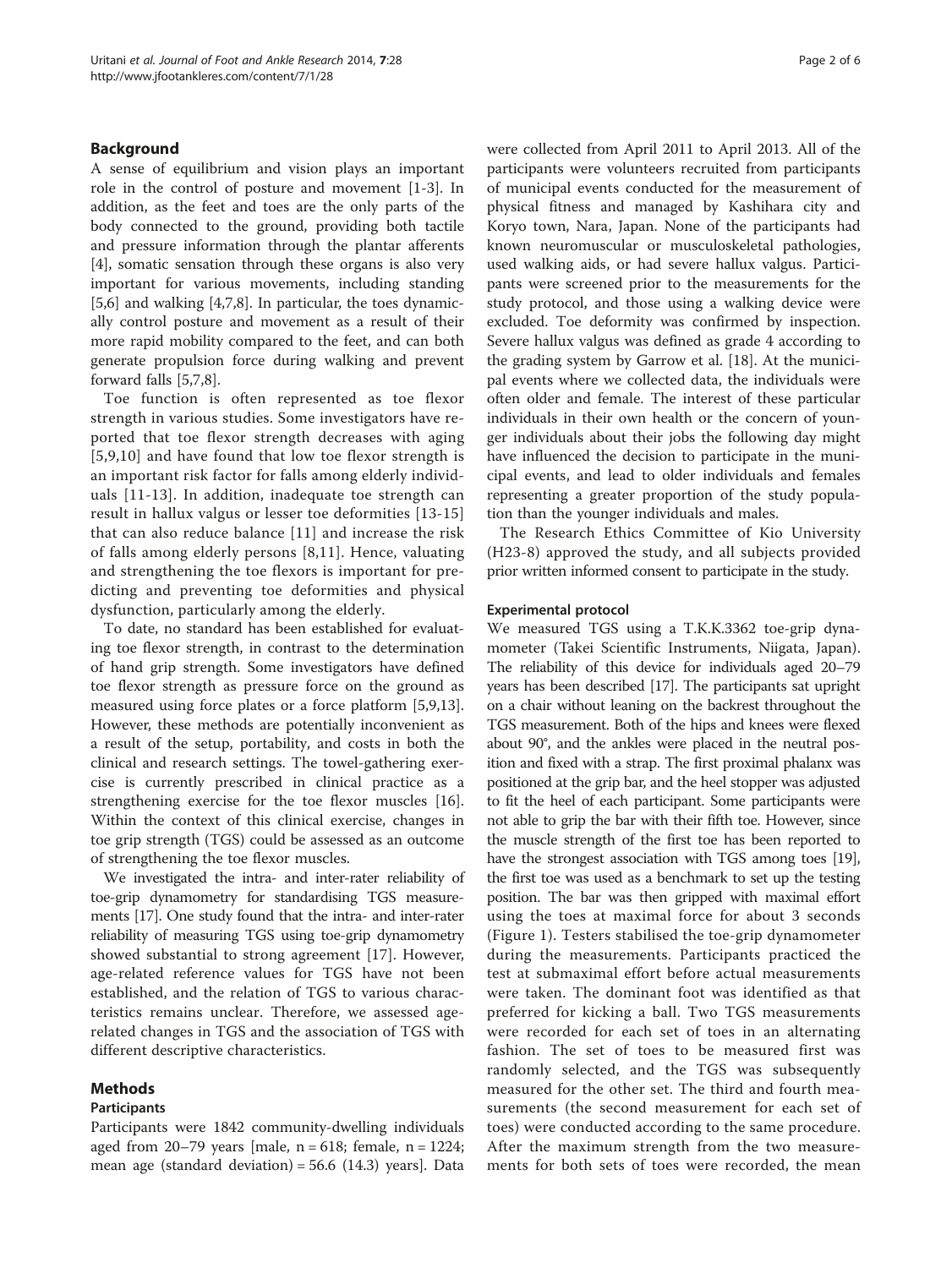## Background

A sense of equilibrium and vision plays an important role in the control of posture and movement [1-3]. In addition, as the feet and toes are the only parts of the body connected to the ground, providing both tactile and pressure information through the plantar afferents [4], somatic sensation through these organs is also very important for various movements, including standing [5,6] and walking [4,7,8]. In particular, the toes dynamically control posture and movement as a result of their more rapid mobility compared to the feet, and can both generate propulsion force during walking and prevent forward falls [5,7,8].

Toe function is often represented as toe flexor strength in various studies. Some investigators have reported that toe flexor strength decreases with aging [5,9,10] and have found that low toe flexor strength is an important risk factor for falls among elderly individuals [11-13]. In addition, inadequate toe strength can result in hallux valgus or lesser toe deformities [13-15] that can also reduce balance [11] and increase the risk of falls among elderly persons [8,11]. Hence, valuating and strengthening the toe flexors is important for predicting and preventing toe deformities and physical dysfunction, particularly among the elderly.

To date, no standard has been established for evaluating toe flexor strength, in contrast to the determination of hand grip strength. Some investigators have defined toe flexor strength as pressure force on the ground as measured using force plates or a force platform [5,9,13]. However, these methods are potentially inconvenient as a result of the setup, portability, and costs in both the clinical and research settings. The towel-gathering exercise is currently prescribed in clinical practice as a strengthening exercise for the toe flexor muscles [16]. Within the context of this clinical exercise, changes in toe grip strength (TGS) could be assessed as an outcome of strengthening the toe flexor muscles.

We investigated the intra- and inter-rater reliability of toe-grip dynamometry for standardising TGS measurements [17]. One study found that the intra- and inter-rater reliability of measuring TGS using toe-grip dynamometry showed substantial to strong agreement [17]. However, age-related reference values for TGS have not been established, and the relation of TGS to various characteristics remains unclear. Therefore, we assessed age-related changes in TGS and the association of TGS with different descriptive characteristics.

## Methods

### Participants

Participants were 1842 community-dwelling individuals aged from 20–79 years [male, n = 618; female, n = 1224; mean age (standard deviation) = 56.6 (14.3) years]. Data were collected from April 2011 to April 2013. All of the participants were volunteers recruited from participants of municipal events conducted for the measurement of physical fitness and managed by Kashihara city and Koryo town, Nara, Japan. None of the participants had known neuromuscular or musculoskeletal pathologies, used walking aids, or had severe hallux valgus. Participants were screened prior to the measurements for the study protocol, and those using a walking device were excluded. Toe deformity was confirmed by inspection. Severe hallux valgus was defined as grade 4 according to the grading system by Garrow et al. [18]. At the municipal events where we collected data, the individuals were often older and female. The interest of these particular individuals in their own health or the concern of younger individuals about their jobs the following day might have influenced the decision to participate in the municipal events, and lead to older individuals and females representing a greater proportion of the study population than the younger individuals and males.

The Research Ethics Committee of Kio University (H23-8) approved the study, and all subjects provided prior written informed consent to participate in the study.

### Experimental protocol

We measured TGS using a T.K.K.3362 toe-grip dynamometer (Takei Scientific Instruments, Niigata, Japan). The reliability of this device for individuals aged 20–79 years has been described [17]. The participants sat upright on a chair without leaning on the backrest throughout the TGS measurement. Both of the hips and knees were flexed about 90°, and the ankles were placed in the neutral position and fixed with a strap. The first proximal phalanx was positioned at the grip bar, and the heel stopper was adjusted to fit the heel of each participant. Some participants were not able to grip the bar with their fifth toe. However, since the muscle strength of the first toe has been reported to have the strongest association with TGS among toes [19], the first toe was used as a benchmark to set up the testing position. The bar was then gripped with maximal effort using the toes at maximal force for about 3 seconds (Figure 1). Testers stabilised the toe-grip dynamometer during the measurements. Participants practiced the test at submaximal effort before actual measurements were taken. The dominant foot was identified as that preferred for kicking a ball. Two TGS measurements were recorded for each set of toes in an alternating fashion. The set of toes to be measured first was randomly selected, and the TGS was subsequently measured for the other set. The third and fourth measurements (the second measurement for each set of toes) were conducted according to the same procedure. After the maximum strength from the two measurements for both sets of toes were recorded, the mean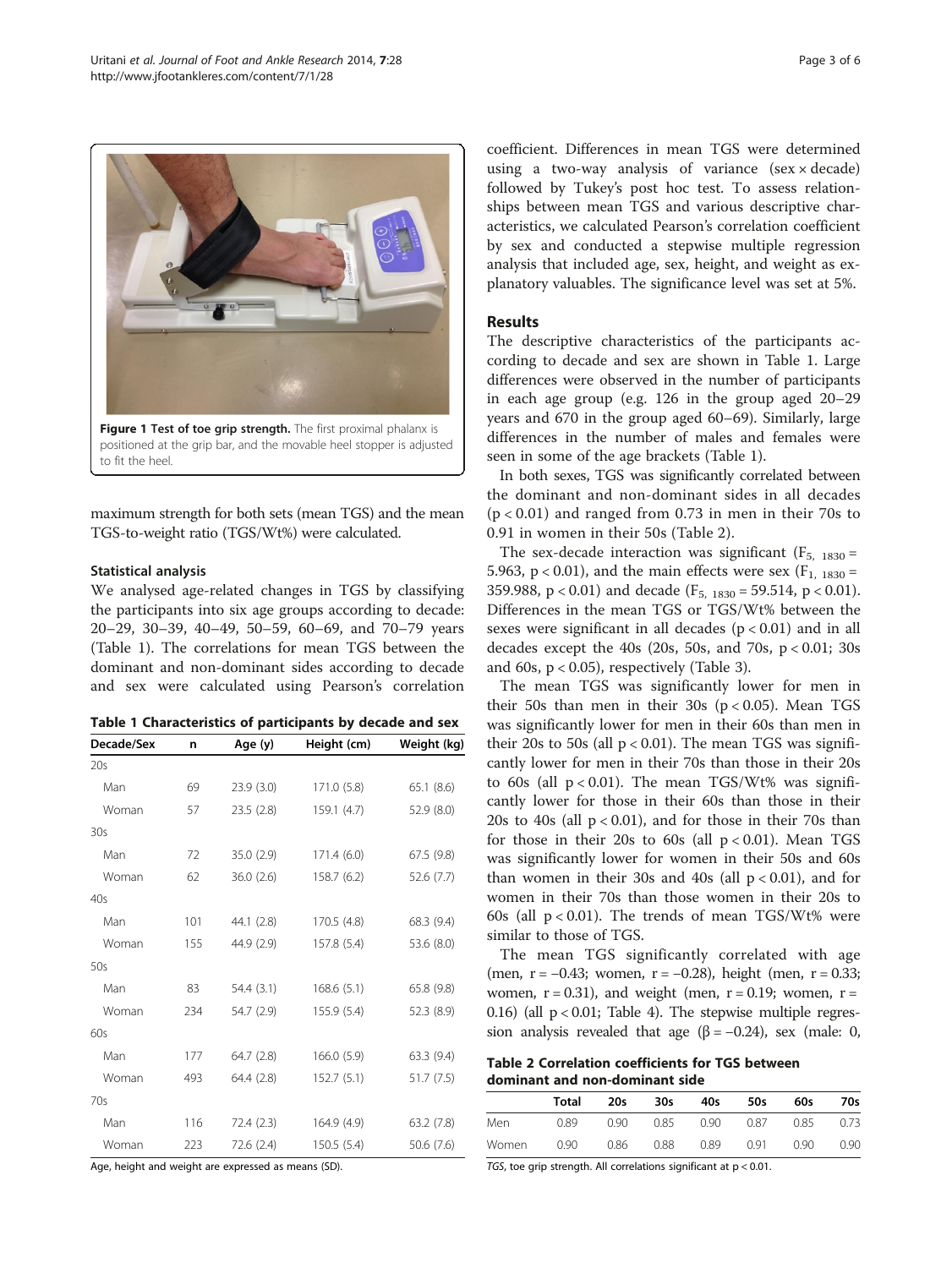Figure 1 Test of toe grip strength. The first proximal phalanx is positioned at the grip bar, and the movable heel stopper is adjusted to fit the heel.

maximum strength for both sets (mean TGS) and the mean TGS-to-weight ratio (TGS/Wt%) were calculated.

### Statistical analysis

We analysed age-related changes in TGS by classifying the participants into six age groups according to decade: 20–29, 30–39, 40–49, 50–59, 60–69, and 70–79 years (Table 1). The correlations for mean TGS between the dominant and non-dominant sides according to decade and sex were calculated using Pearson's correlation coefficient. Differences in mean TGS were determined using a two-way analysis of variance (sex × decade) followed by Tukey's post hoc test. To assess relationships between mean TGS and various descriptive characteristics, we calculated Pearson's correlation coefficient by sex and conducted a stepwise multiple regression analysis that included age, sex, height, and weight as explanatory valuables. The significance level was set at 5%.

**Table 1 Characteristics of participants by decade and sex**

| Decade/Sex | n | Age (y) | Height (cm) | Weight (kg) |
|---|---|---|---|---|
| 20s | | | | |
| Man | 69 | 23.9 (3.0) | 171.0 (5.8) | 65.1 (8.6) |
| Woman | 57 | 23.5 (2.8) | 159.1 (4.7) | 52.9 (8.0) |
| 30s | | | | |
| Man | 72 | 35.0 (2.9) | 171.4 (6.0) | 67.5 (9.8) |
| Woman | 62 | 36.0 (2.6) | 158.7 (6.2) | 52.6 (7.7) |
| 40s | | | | |
| Man | 101 | 44.1 (2.8) | 170.5 (4.8) | 68.3 (9.4) |
| Woman | 155 | 44.9 (2.9) | 157.8 (5.4) | 53.6 (8.0) |
| 50s | | | | |
| Man | 83 | 54.4 (3.1) | 168.6 (5.1) | 65.8 (9.8) |
| Woman | 234 | 54.7 (2.9) | 155.9 (5.4) | 52.3 (8.9) |
| 60s | | | | |
| Man | 177 | 64.7 (2.8) | 166.0 (5.9) | 63.3 (9.4) |
| Woman | 493 | 64.4 (2.8) | 152.7 (5.1) | 51.7 (7.5) |
| 70s | | | | |
| Man | 116 | 72.4 (2.3) | 164.9 (4.9) | 63.2 (7.8) |
| Woman | 223 | 72.6 (2.4) | 150.5 (5.4) | 50.6 (7.6) |

Age, height and weight are expressed as means (SD).

## Results

The descriptive characteristics of the participants according to decade and sex are shown in Table 1. Large differences were observed in the number of participants in each age group (e.g. 126 in the group aged 20–29 years and 670 in the group aged 60–69). Similarly, large differences in the number of males and females were seen in some of the age brackets (Table 1).

In both sexes, TGS was significantly correlated between the dominant and non-dominant sides in all decades ($p < 0.01$) and ranged from 0.73 in men in their 70s to 0.91 in women in their 50s (Table 2).

The sex-decade interaction was significant ($F_{5,\ 1830} = 5.963$, $p < 0.01$), and the main effects were sex ($F_{1,\ 1830} = 359.988$, $p < 0.01$) and decade ($F_{5,\ 1830} = 59.514$, $p < 0.01$). Differences in the mean TGS or TGS/Wt% between the sexes were significant in all decades ($p < 0.01$) and in all decades except the 40s (20s, 50s, and 70s, $p < 0.01$; 30s and 60s, $p < 0.05$), respectively (Table 3).

The mean TGS was significantly lower for men in their 50s than men in their 30s ($p < 0.05$). Mean TGS was significantly lower for men in their 60s than men in their 20s to 50s (all $p < 0.01$). The mean TGS was significantly lower for men in their 70s than those in their 20s to 60s (all $p < 0.01$). The mean TGS/Wt% was significantly lower for those in their 60s than those in their 20s to 40s (all $p < 0.01$), and for those in their 70s than for those in their 20s to 60s (all $p < 0.01$). Mean TGS was significantly lower for women in their 50s and 60s than women in their 30s and 40s (all $p < 0.01$), and for women in their 70s than those women in their 20s to 60s (all $p < 0.01$). The trends of mean TGS/Wt% were similar to those of TGS.

The mean TGS significantly correlated with age (men, $r = -0.43$; women, $r = -0.28$), height (men, $r = 0.33$; women, $r = 0.31$), and weight (men, $r = 0.19$; women, $r = 0.16$) (all $p < 0.01$; Table 4). The stepwise multiple regression analysis revealed that age ($\beta = -0.24$), sex (male: 0,

**Table 2 Correlation coefficients for TGS between dominant and non-dominant side**

| | Total | 20s | 30s | 40s | 50s | 60s | 70s |
|---|---|---|---|---|---|---|---|
| Men | 0.89 | 0.90 | 0.85 | 0.90 | 0.87 | 0.85 | 0.73 |
| Women | 0.90 | 0.86 | 0.88 | 0.89 | 0.91 | 0.90 | 0.90 |

*TGS*, toe grip strength. All correlations significant at $p < 0.01$.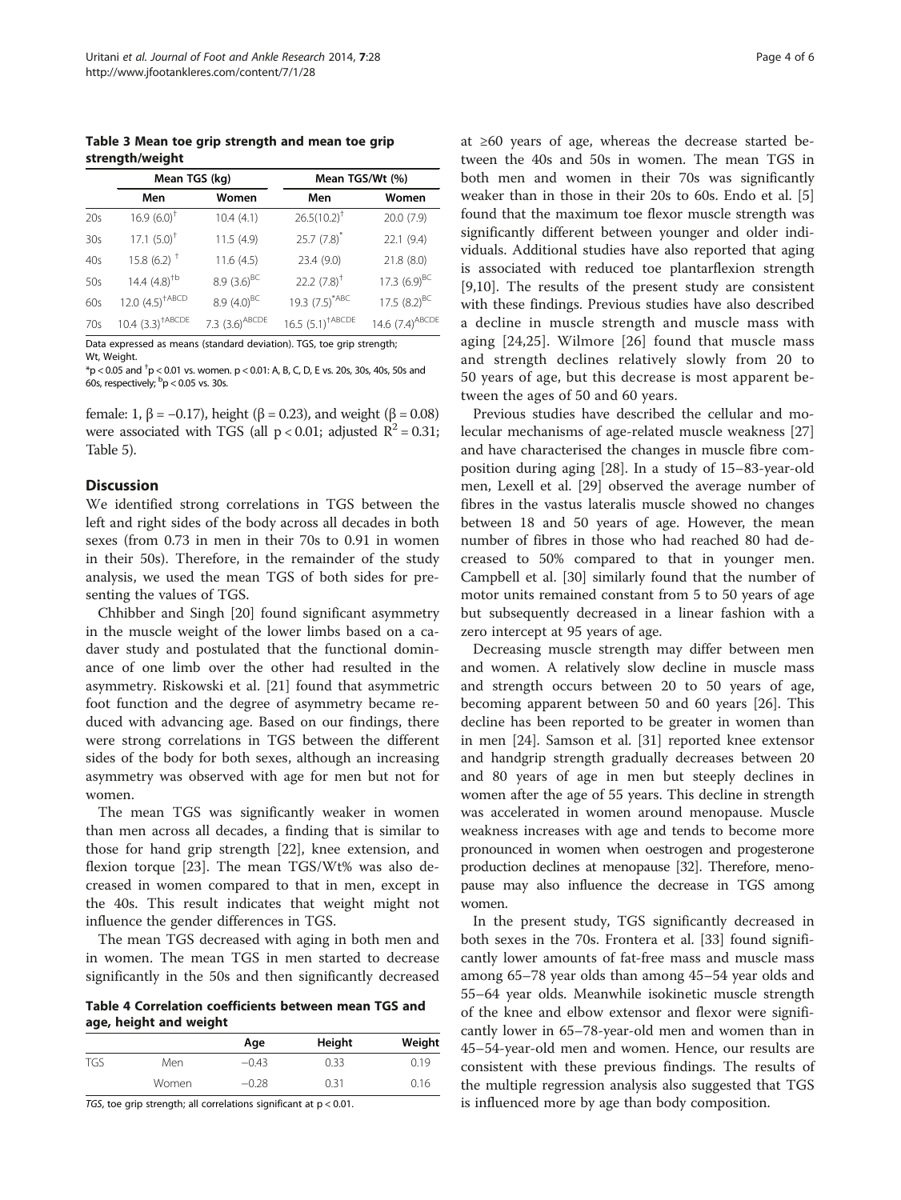**Table 3 Mean toe grip strength and mean toe grip strength/weight**

| | Mean TGS (kg) | | Mean TGS/Wt (%) | |
|---|---|---|---|---|
| | Men | Women | Men | Women |
| 20s | 16.9 (6.0)[†] | 10.4 (4.1) | 26.5(10.2)[†] | 20.0 (7.9) |
| 30s | 17.1 (5.0)[†] | 11.5 (4.9) | 25.7 (7.8)[*] | 22.1 (9.4) |
| 40s | 15.8 (6.2) [†] | 11.6 (4.5) | 23.4 (9.0) | 21.8 (8.0) |
| 50s | 14.4 (4.8)[†b] | 8.9 (3.6)[BC] | 22.2 (7.8)[†] | 17.3 (6.9)[BC] |
| 60s | 12.0 (4.5)[†ABCD] | 8.9 (4.0)[BC] | 19.3 (7.5)[*ABC] | 17.5 (8.2)[BC] |
| 70s | 10.4 (3.3)[†ABCDE] | 7.3 (3.6)[ABCDE] | 16.5 (5.1)[†ABCDE] | 14.6 (7.4)[ABCDE] |

Data expressed as means (standard deviation). TGS, toe grip strength; Wt, Weight.
*$p < 0.05$ and †$p < 0.01$ vs. women. $p < 0.01$: A, B, C, D, E vs. 20s, 30s, 40s, 50s and 60s, respectively; [b]$p < 0.05$ vs. 30s.

female: 1, β = −0.17), height (β = 0.23), and weight (β = 0.08) were associated with TGS (all $p < 0.01$; adjusted $R^2 = 0.31$; Table 5).

## Discussion

We identified strong correlations in TGS between the left and right sides of the body across all decades in both sexes (from 0.73 in men in their 70s to 0.91 in women in their 50s). Therefore, in the remainder of the study analysis, we used the mean TGS of both sides for presenting the values of TGS.

Chhibber and Singh [20] found significant asymmetry in the muscle weight of the lower limbs based on a cadaver study and postulated that the functional dominance of one limb over the other had resulted in the asymmetry. Riskowski et al. [21] found that asymmetric foot function and the degree of asymmetry became reduced with advancing age. Based on our findings, there were strong correlations in TGS between the different sides of the body for both sexes, although an increasing asymmetry was observed with age for men but not for women.

The mean TGS was significantly weaker in women than men across all decades, a finding that is similar to those for hand grip strength [22], knee extension, and flexion torque [23]. The mean TGS/Wt% was also decreased in women compared to that in men, except in the 40s. This result indicates that weight might not influence the gender differences in TGS.

The mean TGS decreased with aging in both men and in women. The mean TGS in men started to decrease significantly in the 50s and then significantly decreased at ≥60 years of age, whereas the decrease started between the 40s and 50s in women. The mean TGS in both men and women in their 70s was significantly weaker than in those in their 20s to 60s. Endo et al. [5] found that the maximum toe flexor muscle strength was significantly different between younger and older individuals. Additional studies have also reported that aging is associated with reduced toe plantarflexion strength [9,10]. The results of the present study are consistent with these findings. Previous studies have also described a decline in muscle strength and muscle mass with aging [24,25]. Wilmore [26] found that muscle mass and strength declines relatively slowly from 20 to 50 years of age, but this decrease is most apparent between the ages of 50 and 60 years.

**Table 4 Correlation coefficients between mean TGS and age, height and weight**

| | | Age | Height | Weight |
|---|---|---|---|---|
| TGS | Men | −0.43 | 0.33 | 0.19 |
| | Women | −0.28 | 0.31 | 0.16 |

*TGS*, toe grip strength; all correlations significant at $p < 0.01$.

Previous studies have described the cellular and molecular mechanisms of age-related muscle weakness [27] and have characterised the changes in muscle fibre composition during aging [28]. In a study of 15–83-year-old men, Lexell et al. [29] observed the average number of fibres in the vastus lateralis muscle showed no changes between 18 and 50 years of age. However, the mean number of fibres in those who had reached 80 had decreased to 50% compared to that in younger men. Campbell et al. [30] similarly found that the number of motor units remained constant from 5 to 50 years of age but subsequently decreased in a linear fashion with a zero intercept at 95 years of age.

Decreasing muscle strength may differ between men and women. A relatively slow decline in muscle mass and strength occurs between 20 to 50 years of age, becoming apparent between 50 and 60 years [26]. This decline has been reported to be greater in women than in men [24]. Samson et al. [31] reported knee extensor and handgrip strength gradually decreases between 20 and 80 years of age in men but steeply declines in women after the age of 55 years. This decline in strength was accelerated in women around menopause. Muscle weakness increases with age and tends to become more pronounced in women when oestrogen and progesterone production declines at menopause [32]. Therefore, menopause may also influence the decrease in TGS among women.

In the present study, TGS significantly decreased in both sexes in the 70s. Frontera et al. [33] found significantly lower amounts of fat-free mass and muscle mass among 65–78 year olds than among 45–54 year olds and 55–64 year olds. Meanwhile isokinetic muscle strength of the knee and elbow extensor and flexor were significantly lower in 65–78-year-old men and women than in 45–54-year-old men and women. Hence, our results are consistent with these previous findings. The results of the multiple regression analysis also suggested that TGS is influenced more by age than body composition.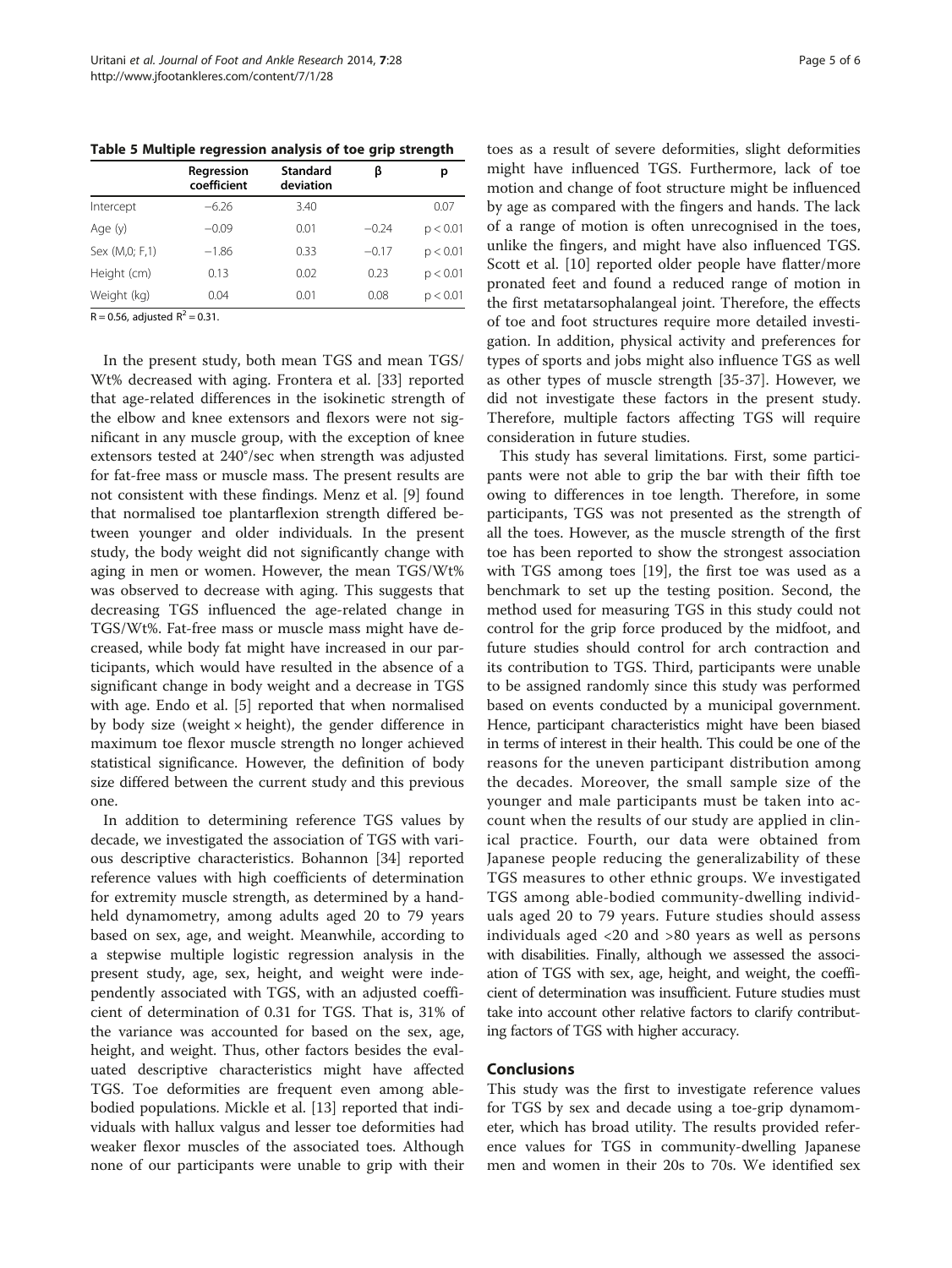**Table 5 Multiple regression analysis of toe grip strength**

| | Regression coefficient | Standard deviation | β | p |
|---|---|---|---|---|
| Intercept | −6.26 | 3.40 | | 0.07 |
| Age (y) | −0.09 | 0.01 | −0.24 | p < 0.01 |
| Sex (M,0; F,1) | −1.86 | 0.33 | −0.17 | p < 0.01 |
| Height (cm) | 0.13 | 0.02 | 0.23 | p < 0.01 |
| Weight (kg) | 0.04 | 0.01 | 0.08 | p < 0.01 |

R = 0.56, adjusted $R^2$ = 0.31.

In the present study, both mean TGS and mean TGS/Wt% decreased with aging. Frontera et al. [33] reported that age-related differences in the isokinetic strength of the elbow and knee extensors and flexors were not significant in any muscle group, with the exception of knee extensors tested at 240°/sec when strength was adjusted for fat-free mass or muscle mass. The present results are not consistent with these findings. Menz et al. [9] found that normalised toe plantarflexion strength differed between younger and older individuals. In the present study, the body weight did not significantly change with aging in men or women. However, the mean TGS/Wt% was observed to decrease with aging. This suggests that decreasing TGS influenced the age-related change in TGS/Wt%. Fat-free mass or muscle mass might have decreased, while body fat might have increased in our participants, which would have resulted in the absence of a significant change in body weight and a decrease in TGS with age. Endo et al. [5] reported that when normalised by body size (weight × height), the gender difference in maximum toe flexor muscle strength no longer achieved statistical significance. However, the definition of body size differed between the current study and this previous one.

In addition to determining reference TGS values by decade, we investigated the association of TGS with various descriptive characteristics. Bohannon [34] reported reference values with high coefficients of determination for extremity muscle strength, as determined by a hand-held dynamometry, among adults aged 20 to 79 years based on sex, age, and weight. Meanwhile, according to a stepwise multiple logistic regression analysis in the present study, age, sex, height, and weight were independently associated with TGS, with an adjusted coefficient of determination of 0.31 for TGS. That is, 31% of the variance was accounted for based on the sex, age, height, and weight. Thus, other factors besides the evaluated descriptive characteristics might have affected TGS. Toe deformities are frequent even among able-bodied populations. Mickle et al. [13] reported that individuals with hallux valgus and lesser toe deformities had weaker flexor muscles of the associated toes. Although none of our participants were unable to grip with their toes as a result of severe deformities, slight deformities might have influenced TGS. Furthermore, lack of toe motion and change of foot structure might be influenced by age as compared with the fingers and hands. The lack of a range of motion is often unrecognised in the toes, unlike the fingers, and might have also influenced TGS. Scott et al. [10] reported older people have flatter/more pronated feet and found a reduced range of motion in the first metatarsophalangeal joint. Therefore, the effects of toe and foot structures require more detailed investigation. In addition, physical activity and preferences for types of sports and jobs might also influence TGS as well as other types of muscle strength [35-37]. However, we did not investigate these factors in the present study. Therefore, multiple factors affecting TGS will require consideration in future studies.

This study has several limitations. First, some participants were not able to grip the bar with their fifth toe owing to differences in toe length. Therefore, in some participants, TGS was not presented as the strength of all the toes. However, as the muscle strength of the first toe has been reported to show the strongest association with TGS among toes [19], the first toe was used as a benchmark to set up the testing position. Second, the method used for measuring TGS in this study could not control for the grip force produced by the midfoot, and future studies should control for arch contraction and its contribution to TGS. Third, participants were unable to be assigned randomly since this study was performed based on events conducted by a municipal government. Hence, participant characteristics might have been biased in terms of interest in their health. This could be one of the reasons for the uneven participant distribution among the decades. Moreover, the small sample size of the younger and male participants must be taken into account when the results of our study are applied in clinical practice. Fourth, our data were obtained from Japanese people reducing the generalizability of these TGS measures to other ethnic groups. We investigated TGS among able-bodied community-dwelling individuals aged 20 to 79 years. Future studies should assess individuals aged <20 and >80 years as well as persons with disabilities. Finally, although we assessed the association of TGS with sex, age, height, and weight, the coefficient of determination was insufficient. Future studies must take into account other relative factors to clarify contributing factors of TGS with higher accuracy.

## Conclusions

This study was the first to investigate reference values for TGS by sex and decade using a toe-grip dynamometer, which has broad utility. The results provided reference values for TGS in community-dwelling Japanese men and women in their 20s to 70s. We identified sex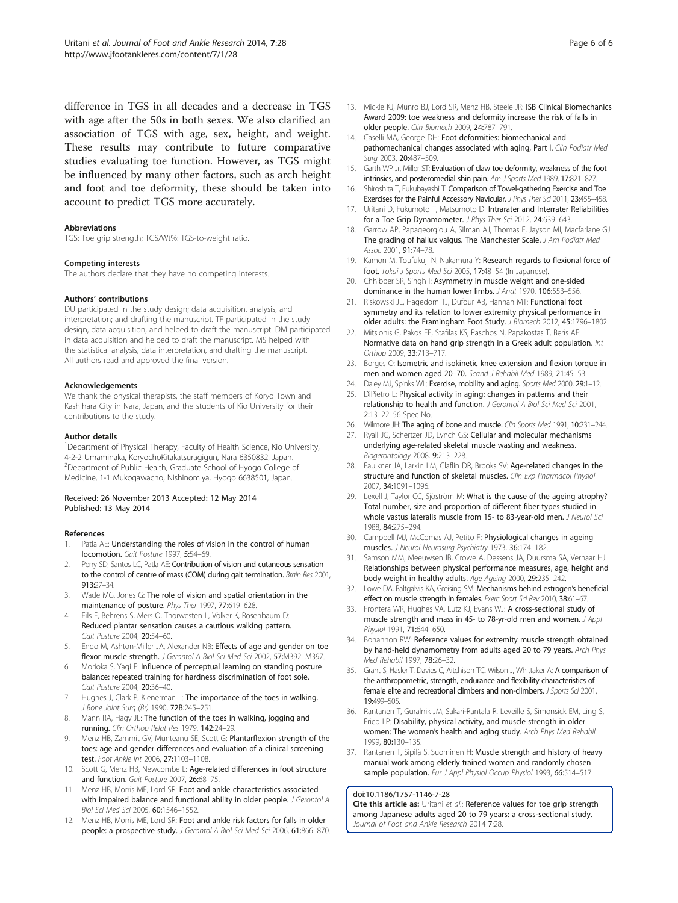difference in TGS in all decades and a decrease in TGS with age after the 50s in both sexes. We also clarified an association of TGS with age, sex, height, and weight. These results may contribute to future comparative studies evaluating toe function. However, as TGS might be influenced by many other factors, such as arch height and foot and toe deformity, these should be taken into account to predict TGS more accurately.

#### Abbreviations

TGS: Toe grip strength; TGS/Wt%: TGS-to-weight ratio.

#### Competing interests

The authors declare that they have no competing interests.

#### Authors' contributions

DU participated in the study design; data acquisition, analysis, and interpretation; and drafting the manuscript. TF participated in the study design, data acquisition, and helped to draft the manuscript. DM participated in data acquisition and helped to draft the manuscript. MS helped with the statistical analysis, data interpretation, and drafting the manuscript. All authors read and approved the final version.

#### Acknowledgements

We thank the physical therapists, the staff members of Koryo Town and Kashihara City in Nara, Japan, and the students of Kio University for their contributions to the study.

#### Author details

[1]Department of Physical Therapy, Faculty of Health Science, Kio University, 4-2-2 Umaminaka, KoryochoKitakatsuragigun, Nara 6350832, Japan. [2]Department of Public Health, Graduate School of Hyogo College of Medicine, 1-1 Mukogawacho, Nishinomiya, Hyogo 6638501, Japan.

Received: 26 November 2013 Accepted: 12 May 2014
Published: 13 May 2014

#### References

1. Patla AE: **Understanding the roles of vision in the control of human locomotion.** *Gait Posture* 1997, **5:**54–69.
2. Perry SD, Santos LC, Patla AE: **Contribution of vision and cutaneous sensation to the control of centre of mass (COM) during gait termination.** *Brain Res* 2001, **913:**27–34.
3. Wade MG, Jones G: **The role of vision and spatial orientation in the maintenance of posture.** *Phys Ther* 1997, **77:**619–628.
4. Eils E, Behrens S, Mers O, Thorwesten L, Völker K, Rosenbaum D: **Reduced plantar sensation causes a cautious walking pattern.** *Gait Posture* 2004, **20:**54–60.
5. Endo M, Ashton-Miller JA, Alexander NB: **Effects of age and gender on toe flexor muscle strength.** *J Gerontol A Biol Sci Med Sci* 2002, **57:**M392–M397.
6. Morioka S, Yagi F: **Influence of perceptual learning on standing posture balance: repeated training for hardness discrimination of foot sole.** *Gait Posture* 2004, **20:**36–40.
7. Hughes J, Clark P, Klenerman L: **The importance of the toes in walking.** *J Bone Joint Surg (Br)* 1990, **72B:**245–251.
8. Mann RA, Hagy JL: **The function of the toes in walking, jogging and running.** *Clin Orthop Relat Res* 1979, **142:**24–29.
9. Menz HB, Zammit GV, Munteanu SE, Scott G: **Plantarflexion strength of the toes: age and gender differences and evaluation of a clinical screening test.** *Foot Ankle Int* 2006, **27:**1103–1108.
10. Scott G, Menz HB, Newcombe L: **Age-related differences in foot structure and function.** *Gait Posture* 2007, **26:**68–75.
11. Menz HB, Morris ME, Lord SR: **Foot and ankle characteristics associated with impaired balance and functional ability in older people.** *J Gerontol A Biol Sci Med Sci* 2005, **60:**1546–1552.
12. Menz HB, Morris ME, Lord SR: **Foot and ankle risk factors for falls in older people: a prospective study.** *J Gerontol A Biol Sci Med Sci* 2006, **61:**866–870.
13. Mickle KJ, Munro BJ, Lord SR, Menz HB, Steele JR: **ISB Clinical Biomechanics Award 2009: toe weakness and deformity increase the risk of falls in older people.** *Clin Biomech* 2009, **24:**787–791.
14. Caselli MA, George DH: **Foot deformities: biomechanical and pathomechanical changes associated with aging, Part I.** *Clin Podiatr Med Surg* 2003, **20:**487–509.
15. Garth WP Jr, Miller ST: **Evaluation of claw toe deformity, weakness of the foot intrinsics, and posteromedial shin pain.** *Am J Sports Med* 1989, **17:**821–827.
16. Shiroshita T, Fukubayashi T: **Comparison of Towel-gathering Exercise and Toe Exercises for the Painful Accessory Navicular.** *J Phys Ther Sci* 2011, **23:**455–458.
17. Uritani D, Fukumoto T, Matsumoto D: **Intrarater and Interrater Reliabilities for a Toe Grip Dynamometer.** *J Phys Ther Sci* 2012, **24:**639–643.
18. Garrow AP, Papageorgiou A, Silman AJ, Thomas E, Jayson MI, Macfarlane GJ: **The grading of hallux valgus. The Manchester Scale.** *J Am Podiatr Med Assoc* 2001, **91:**74–78.
19. Kamon M, Toufukuji N, Nakamura Y: **Research regards to flexional force of foot.** *Tokai J Sports Med Sci* 2005, **17:**48–54 (In Japanese).
20. Chhibber SR, Singh I: **Asymmetry in muscle weight and one-sided dominance in the human lower limbs.** *J Anat* 1970, **106:**553–556.
21. Riskowski JL, Hagedorn TJ, Dufour AB, Hannan MT: **Functional foot symmetry and its relation to lower extremity physical performance in older adults: the Framingham Foot Study.** *J Biomech* 2012, **45:**1796–1802.
22. Mitsionis G, Pakos EE, Stafilas KS, Paschos N, Papakostas T, Beris AE: **Normative data on hand grip strength in a Greek adult population.** *Int Orthop* 2009, **33:**713–717.
23. Borges O: **Isometric and isokinetic knee extension and flexion torque in men and women aged 20–70.** *Scand J Rehabil Med* 1989, **21:**45–53.
24. Daley MJ, Spinks WL: **Exercise, mobility and aging.** *Sports Med* 2000, **29:**1–12.
25. DiPietro L: **Physical activity in aging: changes in patterns and their relationship to health and function.** *J Gerontol A Biol Sci Med Sci* 2001, **2:**13–22. 56 Spec No.
26. Wilmore JH: **The aging of bone and muscle.** *Clin Sports Med* 1991, **10:**231–244.
27. Ryall JG, Schertzer JD, Lynch GS: **Cellular and molecular mechanisms underlying age-related skeletal muscle wasting and weakness.** *Biogerontology* 2008, **9:**213–228.
28. Faulkner JA, Larkin LM, Claflin DR, Brooks SV: **Age-related changes in the structure and function of skeletal muscles.** *Clin Exp Pharmacol Physiol* 2007, **34:**1091–1096.
29. Lexell J, Taylor CC, Sjöström M: **What is the cause of the ageing atrophy? Total number, size and proportion of different fiber types studied in whole vastus lateralis muscle from 15- to 83-year-old men.** *J Neurol Sci* 1988, **84:**275–294.
30. Campbell MJ, McComas AJ, Petito F: **Physiological changes in ageing muscles.** *J Neurol Neurosurg Psychiatry* 1973, **36:**174–182.
31. Samson MM, Meeuwsen IB, Crowe A, Dessens JA, Duursma SA, Verhaar HJ: **Relationships between physical performance measures, age, height and body weight in healthy adults.** *Age Ageing* 2000, **29:**235–242.
32. Lowe DA, Baltgalvis KA, Greising SM: **Mechanisms behind estrogen's beneficial effect on muscle strength in females.** *Exerc Sport Sci Rev* 2010, **38:**61–67.
33. Frontera WR, Hughes VA, Lutz KJ, Evans WJ: **A cross-sectional study of muscle strength and mass in 45- to 78-yr-old men and women.** *J Appl Physiol* 1991, **71:**644–650.
34. Bohannon RW: **Reference values for extremity muscle strength obtained by hand-held dynamometry from adults aged 20 to 79 years.** *Arch Phys Med Rehabil* 1997, **78:**26–32.
35. Grant S, Hasler T, Davies C, Aitchison TC, Wilson J, Whittaker A: **A comparison of the anthropometric, strength, endurance and flexibility characteristics of female elite and recreational climbers and non-climbers.** *J Sports Sci* 2001, **19:**499–505.
36. Rantanen T, Guralnik JM, Sakari-Rantala R, Leveille S, Simonsick EM, Ling S, Fried LP: **Disability, physical activity, and muscle strength in older women: The women's health and aging study.** *Arch Phys Med Rehabil* 1999, **80:**130–135.
37. Rantanen T, Sipilä S, Suominen H: **Muscle strength and history of heavy manual work among elderly trained women and randomly chosen sample population.** *Eur J Appl Physiol Occup Physiol* 1993, **66:**514–517.

doi:10.1186/1757-1146-7-28
**Cite this article as:** Uritani *et al.*: Reference values for toe grip strength among Japanese adults aged 20 to 79 years: a cross-sectional study. *Journal of Foot and Ankle Research* 2014 **7**:28.